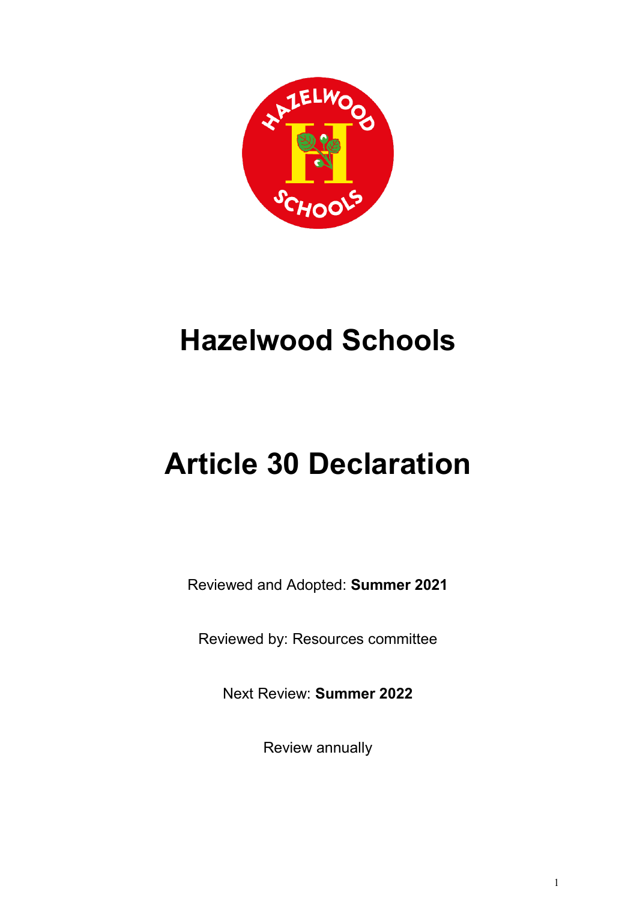# Hazelwood Schools

# Article 30 Declaration

Reviewed and Adopted: **Summer 2021**

Reviewed by: Resources committee

Next Review: **Summer 2022**

Review annually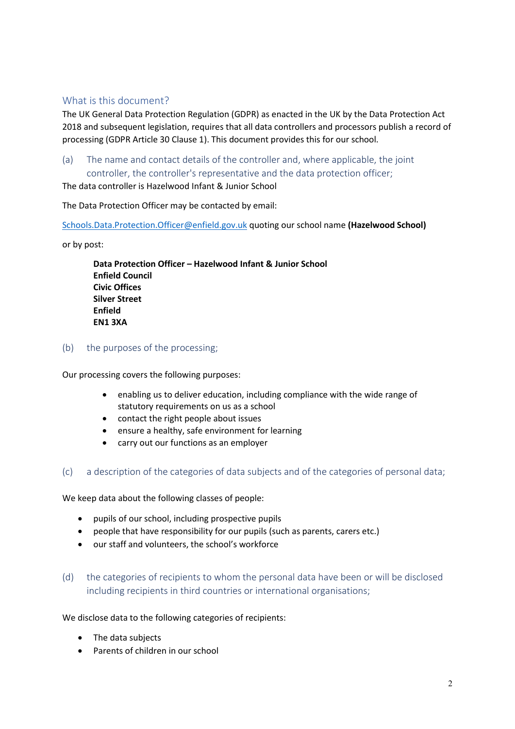## What is this document?

The UK General Data Protection Regulation (GDPR) as enacted in the UK by the Data Protection Act 2018 and subsequent legislation, requires that all data controllers and processors publish a record of processing (GDPR Article 30 Clause 1). This document provides this for our school.

### (a) The name and contact details of the controller and, where applicable, the joint controller, the controller's representative and the data protection officer;

The data controller is Hazelwood Infant & Junior School

The Data Protection Officer may be contacted by email:

Schools.Data.Protection.Officer@enfield.gov.uk quoting our school name **(Hazelwood School)**

or by post:

> **Data Protection Officer – Hazelwood Infant & Junior School**
> **Enfield Council**
> **Civic Offices**
> **Silver Street**
> **Enfield**
> **EN1 3XA**

### (b) the purposes of the processing;

Our processing covers the following purposes:

- enabling us to deliver education, including compliance with the wide range of statutory requirements on us as a school
- contact the right people about issues
- ensure a healthy, safe environment for learning
- carry out our functions as an employer

### (c) a description of the categories of data subjects and of the categories of personal data;

We keep data about the following classes of people:

- pupils of our school, including prospective pupils
- people that have responsibility for our pupils (such as parents, carers etc.)
- our staff and volunteers, the school's workforce

### (d) the categories of recipients to whom the personal data have been or will be disclosed including recipients in third countries or international organisations;

We disclose data to the following categories of recipients:

- The data subjects
- Parents of children in our school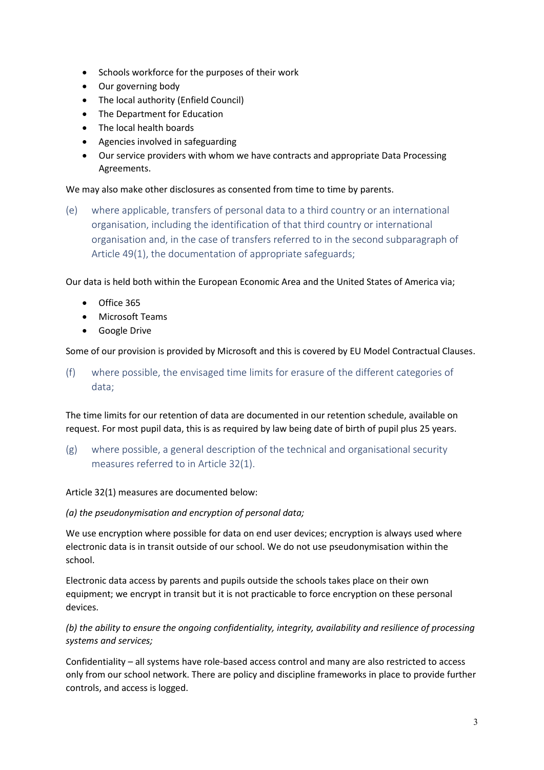- Schools workforce for the purposes of their work
- Our governing body
- The local authority (Enfield Council)
- The Department for Education
- The local health boards
- Agencies involved in safeguarding
- Our service providers with whom we have contracts and appropriate Data Processing Agreements.

We may also make other disclosures as consented from time to time by parents.

(e) where applicable, transfers of personal data to a third country or an international organisation, including the identification of that third country or international organisation and, in the case of transfers referred to in the second subparagraph of Article 49(1), the documentation of appropriate safeguards;

Our data is held both within the European Economic Area and the United States of America via;

- Office 365
- Microsoft Teams
- Google Drive

Some of our provision is provided by Microsoft and this is covered by EU Model Contractual Clauses.

(f) where possible, the envisaged time limits for erasure of the different categories of data;

The time limits for our retention of data are documented in our retention schedule, available on request. For most pupil data, this is as required by law being date of birth of pupil plus 25 years.

(g) where possible, a general description of the technical and organisational security measures referred to in Article 32(1).

Article 32(1) measures are documented below:

*(a) the pseudonymisation and encryption of personal data;*

We use encryption where possible for data on end user devices; encryption is always used where electronic data is in transit outside of our school. We do not use pseudonymisation within the school.

Electronic data access by parents and pupils outside the schools takes place on their own equipment; we encrypt in transit but it is not practicable to force encryption on these personal devices.

*(b) the ability to ensure the ongoing confidentiality, integrity, availability and resilience of processing systems and services;*

Confidentiality – all systems have role-based access control and many are also restricted to access only from our school network. There are policy and discipline frameworks in place to provide further controls, and access is logged.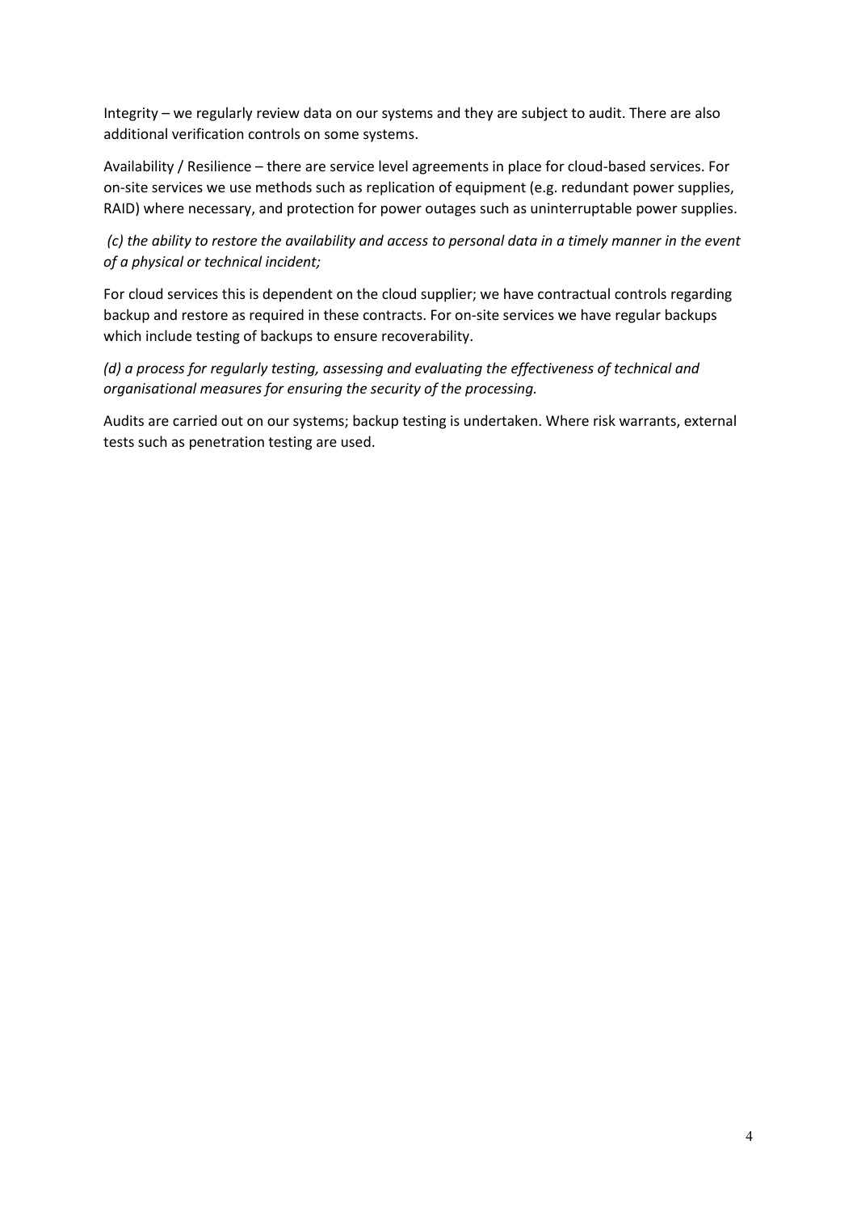Integrity – we regularly review data on our systems and they are subject to audit. There are also additional verification controls on some systems.

Availability / Resilience – there are service level agreements in place for cloud-based services. For on-site services we use methods such as replication of equipment (e.g. redundant power supplies, RAID) where necessary, and protection for power outages such as uninterruptable power supplies.

*(c) the ability to restore the availability and access to personal data in a timely manner in the event of a physical or technical incident;*

For cloud services this is dependent on the cloud supplier; we have contractual controls regarding backup and restore as required in these contracts. For on-site services we have regular backups which include testing of backups to ensure recoverability.

*(d) a process for regularly testing, assessing and evaluating the effectiveness of technical and organisational measures for ensuring the security of the processing.*

Audits are carried out on our systems; backup testing is undertaken. Where risk warrants, external tests such as penetration testing are used.